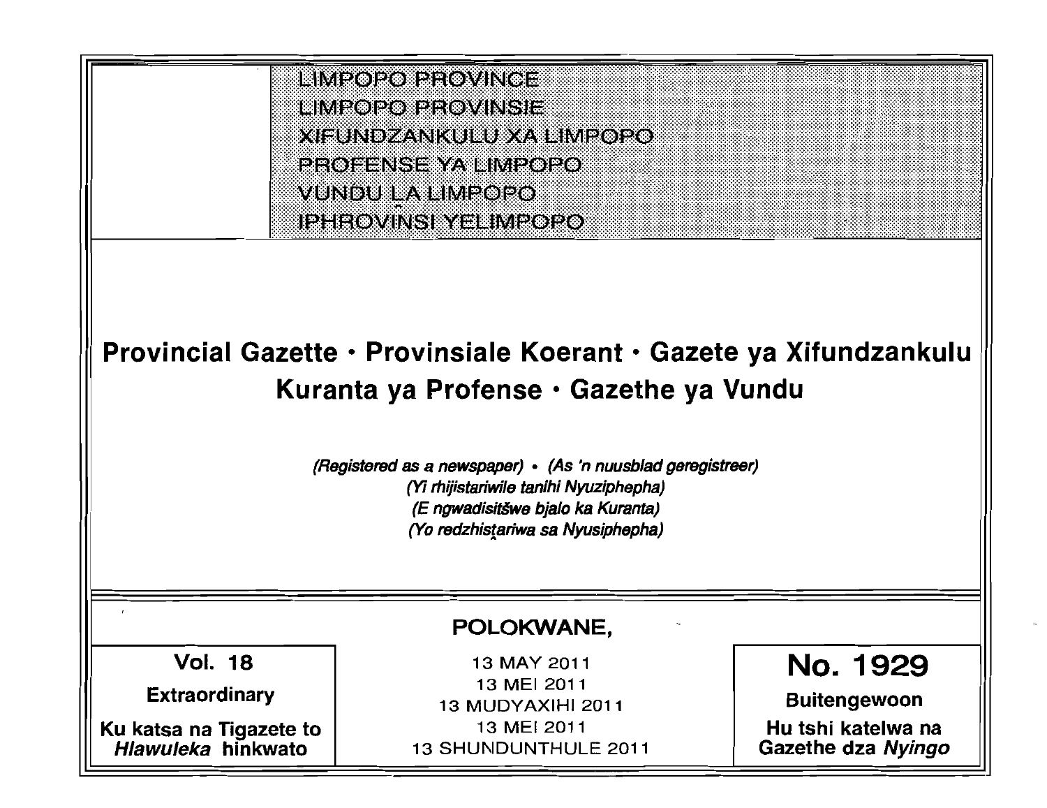LIMPOPO PROVINCE
LIMPOPO PROVINSIE
XIFUNDZANKULU XA LIMPOPO
PROFENSE YA LIMPOPO
VUNDU LA LIMPOPO
IPHROVINSI YELIMPOPO

# Provincial Gazette · Provinsiale Koerant · Gazete ya Xifundzankulu Kuranta ya Profense · Gazethe ya Vundu

*(Registered as a newspaper) · (As 'n nuusblad geregistreer)*
*(Yi rhijistariwile tanihi Nyuziphepha)*
*(E ngwadisitšwe bjalo ka Kuranta)*
*(Yo redzhistariwa sa Nyusiphepha)*

**POLOKWANE,**

13 MAY 2011
13 MEI 2011
13 MUDYAXIHI 2011
13 MEI 2011
13 SHUNDUNTHULE 2011

**Vol. 18**

**Extraordinary**

**Ku katsa na Tigazete to *Hlawuleka* hinkwato**

**No. 1929**

**Buitengewoon**

**Hu tshi katelwa na Gazethe dza *Nyingo***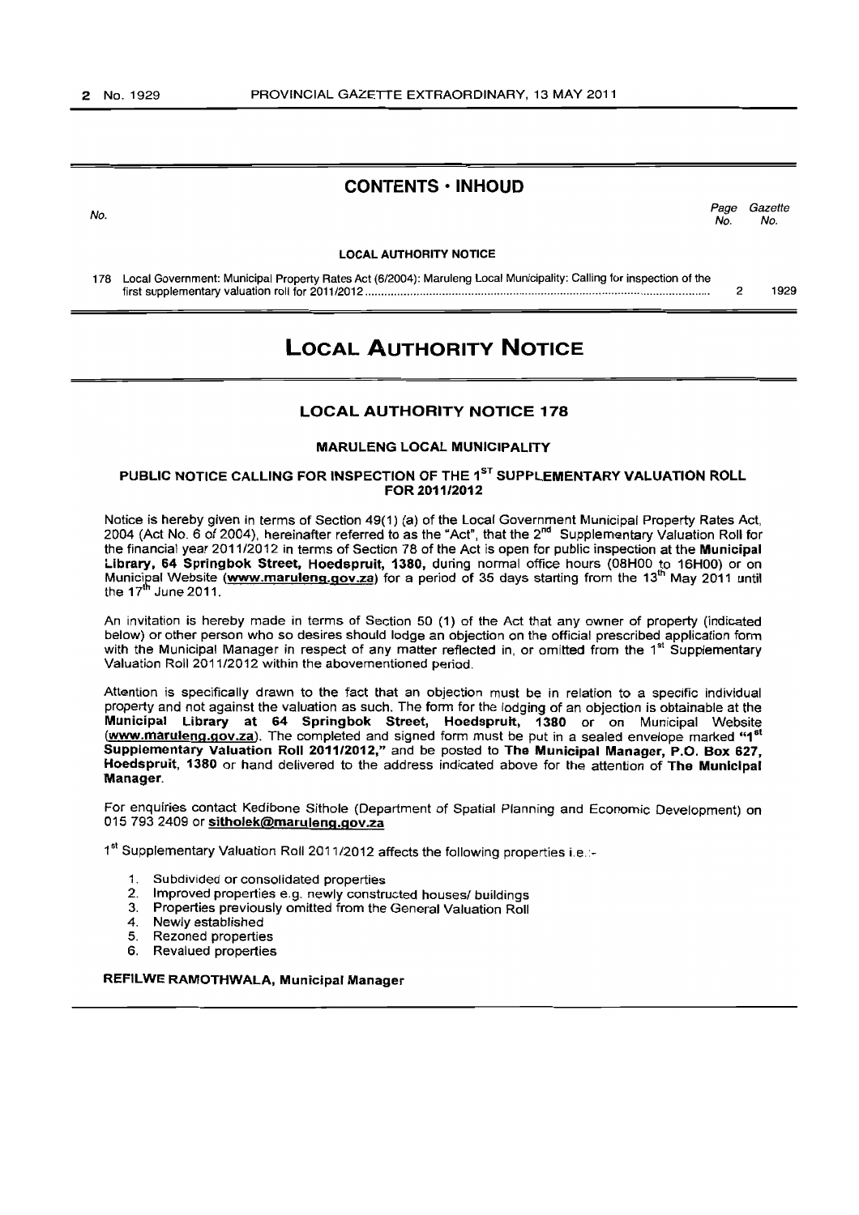## CONTENTS · INHOUD

| No. | | Page No. | Gazette No. |
|---|---|---|---|
| | **LOCAL AUTHORITY NOTICE** | | |
| 178 | Local Government: Municipal Property Rates Act (6/2004): Maruleng Local Municipality: Calling for inspection of the first supplementary valuation roll for 2011/2012 | 2 | 1929 |

# LOCAL AUTHORITY NOTICE

## LOCAL AUTHORITY NOTICE 178

### MARULENG LOCAL MUNICIPALITY

### PUBLIC NOTICE CALLING FOR INSPECTION OF THE 1ST SUPPLEMENTARY VALUATION ROLL FOR 2011/2012

Notice is hereby given in terms of Section 49(1) (a) of the Local Government Municipal Property Rates Act, 2004 (Act No. 6 of 2004), hereinafter referred to as the "Act", that the 2nd Supplementary Valuation Roll for the financial year 2011/2012 in terms of Section 78 of the Act is open for public inspection at the **Municipal Library, 64 Springbok Street, Hoedspruit, 1380,** during normal office hours (08H00 to 16H00) or on Municipal Website (**www.maruleng.gov.za**) for a period of 35 days starting from the 13th May 2011 until the 17th June 2011.

An invitation is hereby made in terms of Section 50 (1) of the Act that any owner of property (indicated below) or other person who so desires should lodge an objection on the official prescribed application form with the Municipal Manager in respect of any matter reflected in, or omitted from the 1st Supplementary Valuation Roll 2011/2012 within the abovementioned period.

Attention is specifically drawn to the fact that an objection must be in relation to a specific individual property and not against the valuation as such. The form for the lodging of an objection is obtainable at the **Municipal Library at 64 Springbok Street, Hoedspruit, 1380** or on Municipal Website (**www.maruleng.gov.za**). The completed and signed form must be put in a sealed envelope marked **"1st Supplementary Valuation Roll 2011/2012,"** and be posted to **The Municipal Manager, P.O. Box 627, Hoedspruit, 1380** or hand delivered to the address indicated above for the attention of **The Municipal Manager.**

For enquiries contact Kedibone Sithole (Department of Spatial Planning and Economic Development) on 015 793 2409 or **sitholek@maruleng.gov.za**

1st Supplementary Valuation Roll 2011/2012 affects the following properties i.e.:-

1. Subdivided or consolidated properties
2. Improved properties e.g. newly constructed houses/ buildings
3. Properties previously omitted from the General Valuation Roll
4. Newly established
5. Rezoned properties
6. Revalued properties

**REFILWE RAMOTHWALA, Municipal Manager**